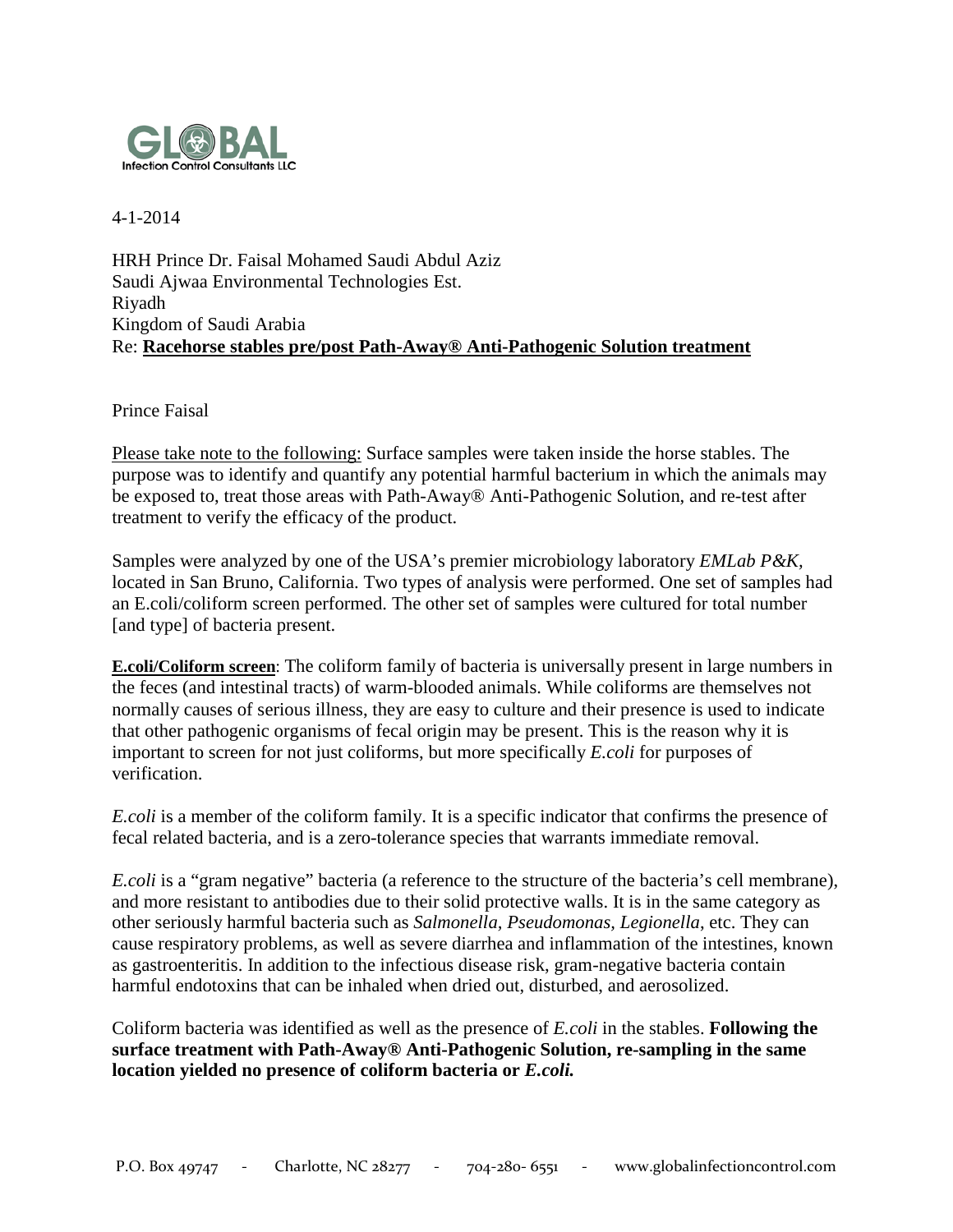4-1-2014

HRH Prince Dr. Faisal Mohamed Saudi Abdul Aziz
Saudi Ajwaa Environmental Technologies Est.
Riyadh
Kingdom of Saudi Arabia
Re: **Racehorse stables pre/post Path-Away® Anti-Pathogenic Solution treatment**

Prince Faisal

Please take note to the following: Surface samples were taken inside the horse stables. The purpose was to identify and quantify any potential harmful bacterium in which the animals may be exposed to, treat those areas with Path-Away® Anti-Pathogenic Solution, and re-test after treatment to verify the efficacy of the product.

Samples were analyzed by one of the USA's premier microbiology laboratory *EMLab P&K*, located in San Bruno, California. Two types of analysis were performed. One set of samples had an E.coli/coliform screen performed. The other set of samples were cultured for total number [and type] of bacteria present.

**E.coli/Coliform screen**: The coliform family of bacteria is universally present in large numbers in the feces (and intestinal tracts) of warm-blooded animals. While coliforms are themselves not normally causes of serious illness, they are easy to culture and their presence is used to indicate that other pathogenic organisms of fecal origin may be present. This is the reason why it is important to screen for not just coliforms, but more specifically *E.coli* for purposes of verification.

*E.coli* is a member of the coliform family. It is a specific indicator that confirms the presence of fecal related bacteria, and is a zero-tolerance species that warrants immediate removal.

*E.coli* is a "gram negative" bacteria (a reference to the structure of the bacteria's cell membrane), and more resistant to antibodies due to their solid protective walls. It is in the same category as other seriously harmful bacteria such as *Salmonella, Pseudomonas, Legionella*, etc. They can cause respiratory problems, as well as severe diarrhea and inflammation of the intestines, known as gastroenteritis. In addition to the infectious disease risk, gram-negative bacteria contain harmful endotoxins that can be inhaled when dried out, disturbed, and aerosolized.

Coliform bacteria was identified as well as the presence of *E.coli* in the stables. **Following the surface treatment with Path-Away® Anti-Pathogenic Solution, re-sampling in the same location yielded no presence of coliform bacteria or *E.coli.***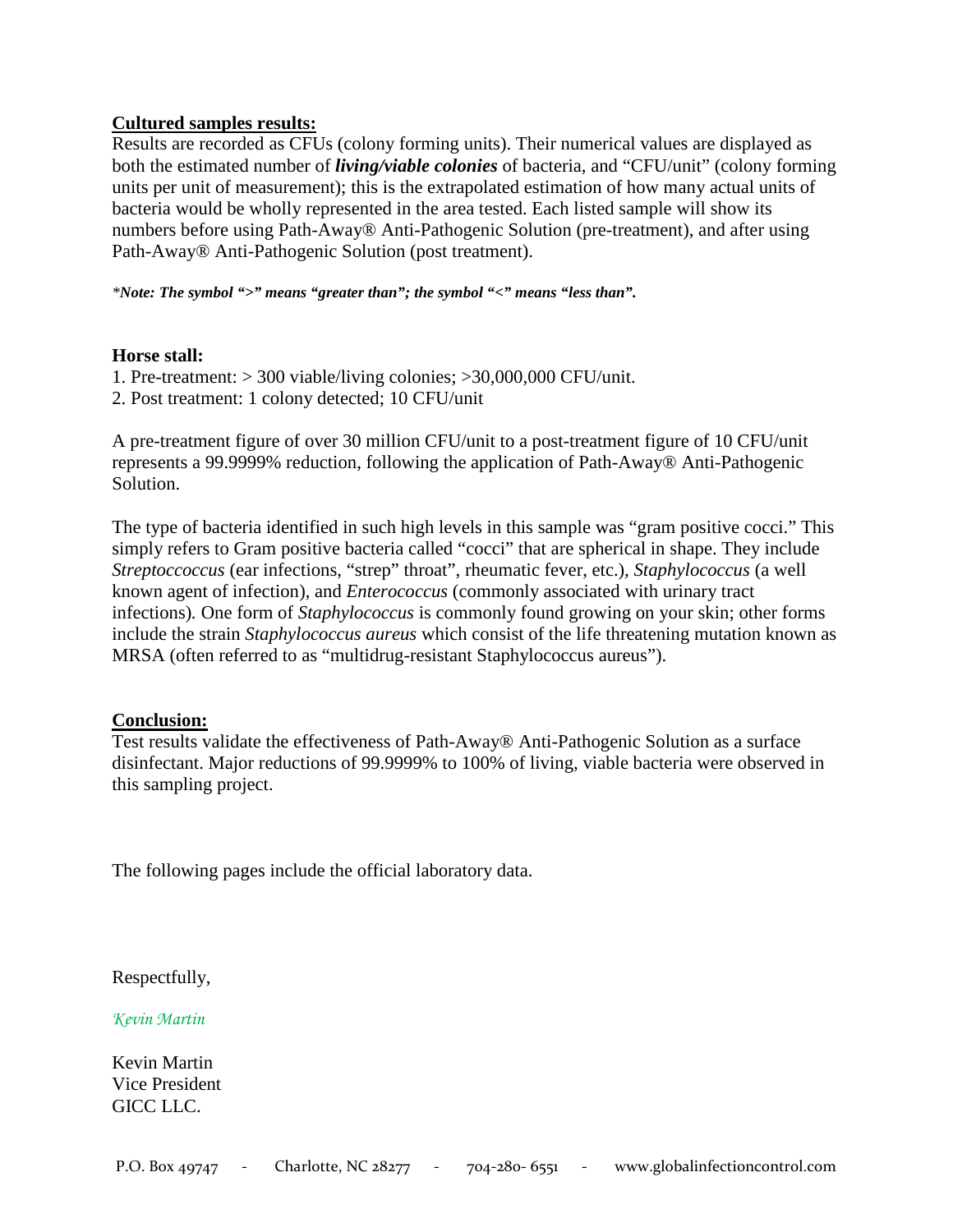**Cultured samples results:**

Results are recorded as CFUs (colony forming units). Their numerical values are displayed as both the estimated number of ***living/viable colonies*** of bacteria, and "CFU/unit" (colony forming units per unit of measurement); this is the extrapolated estimation of how many actual units of bacteria would be wholly represented in the area tested. Each listed sample will show its numbers before using Path-Away® Anti-Pathogenic Solution (pre-treatment), and after using Path-Away® Anti-Pathogenic Solution (post treatment).

****Note: The symbol ">" means "greater than"; the symbol "<" means "less than".***

**Horse stall:**

1. Pre-treatment: > 300 viable/living colonies; >30,000,000 CFU/unit.
2. Post treatment: 1 colony detected; 10 CFU/unit

A pre-treatment figure of over 30 million CFU/unit to a post-treatment figure of 10 CFU/unit represents a 99.9999% reduction, following the application of Path-Away® Anti-Pathogenic Solution.

The type of bacteria identified in such high levels in this sample was "gram positive cocci." This simply refers to Gram positive bacteria called "cocci" that are spherical in shape. They include *Streptoccoccus* (ear infections, "strep" throat", rheumatic fever, etc.), *Staphylococcus* (a well known agent of infection), and *Enterococcus* (commonly associated with urinary tract infections). One form of *Staphylococcus* is commonly found growing on your skin; other forms include the strain *Staphylococcus aureus* which consist of the life threatening mutation known as MRSA (often referred to as "multidrug-resistant Staphylococcus aureus").

**Conclusion:**

Test results validate the effectiveness of Path-Away® Anti-Pathogenic Solution as a surface disinfectant. Major reductions of 99.9999% to 100% of living, viable bacteria were observed in this sampling project.

The following pages include the official laboratory data.

Respectfully,

*Kevin Martin*

Kevin Martin
Vice President
GICC LLC.

P.O. Box 49747 - Charlotte, NC 28277 - 704-280- 6551 - www.globalinfectioncontrol.com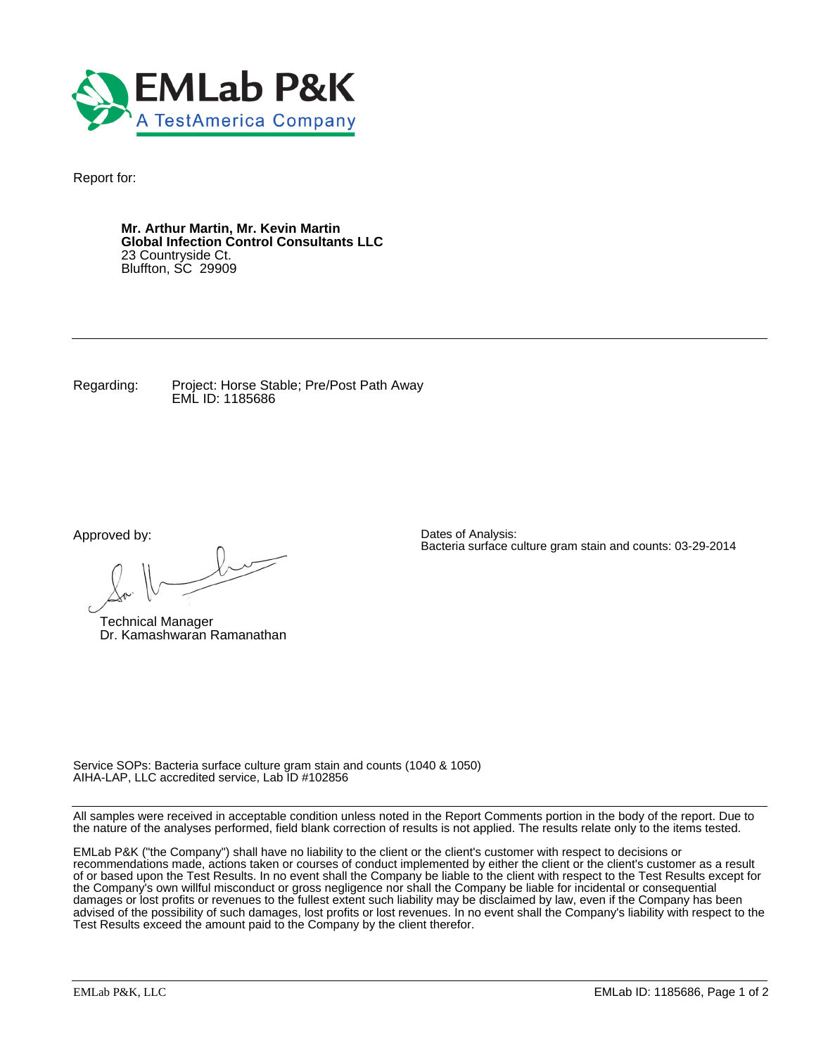# EMLab P&K

A TestAmerica Company

Report for:

**Mr. Arthur Martin, Mr. Kevin Martin**
**Global Infection Control Consultants LLC**
23 Countryside Ct.
Bluffton, SC 29909

---

Regarding: Project: Horse Stable; Pre/Post Path Away
EML ID: 1185686

Approved by:

Technical Manager
Dr. Kamashwaran Ramanathan

Dates of Analysis:
Bacteria surface culture gram stain and counts: 03-29-2014

Service SOPs: Bacteria surface culture gram stain and counts (1040 & 1050)
AIHA-LAP, LLC accredited service, Lab ID #102856

---

All samples were received in acceptable condition unless noted in the Report Comments portion in the body of the report. Due to the nature of the analyses performed, field blank correction of results is not applied. The results relate only to the items tested.

EMLab P&K ("the Company") shall have no liability to the client or the client's customer with respect to decisions or recommendations made, actions taken or courses of conduct implemented by either the client or the client's customer as a result of or based upon the Test Results. In no event shall the Company be liable to the client with respect to the Test Results except for the Company's own willful misconduct or gross negligence nor shall the Company be liable for incidental or consequential damages or lost profits or revenues to the fullest extent such liability may be disclaimed by law, even if the Company has been advised of the possibility of such damages, lost profits or lost revenues. In no event shall the Company's liability with respect to the Test Results exceed the amount paid to the Company by the client therefor.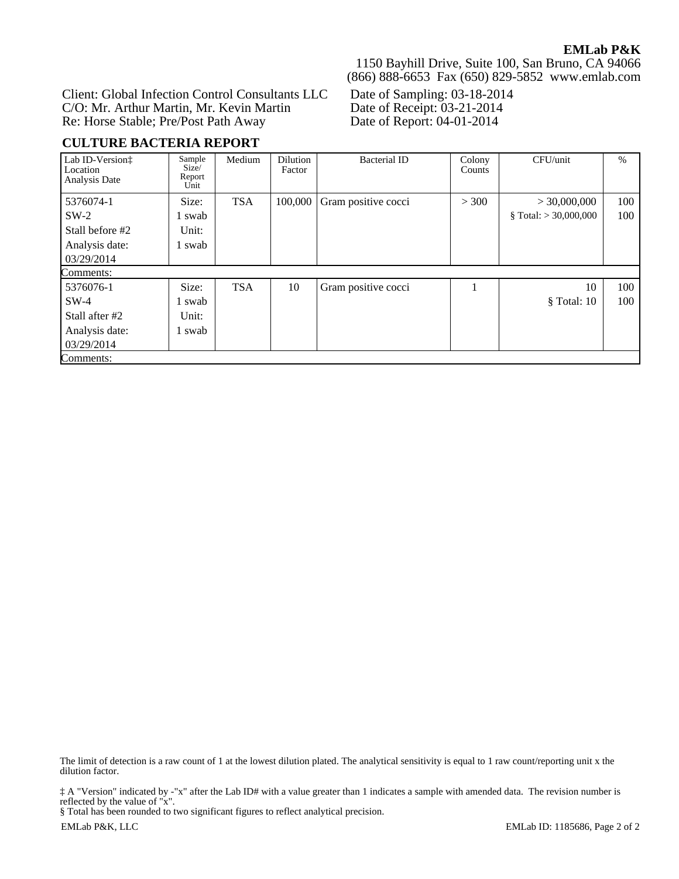**EMLab P&K**
1150 Bayhill Drive, Suite 100, San Bruno, CA 94066
(866) 888-6653 Fax (650) 829-5852 www.emlab.com

Client: Global Infection Control Consultants LLC
C/O: Mr. Arthur Martin, Mr. Kevin Martin
Re: Horse Stable; Pre/Post Path Away

Date of Sampling: 03-18-2014
Date of Receipt: 03-21-2014
Date of Report: 04-01-2014

## CULTURE BACTERIA REPORT

| Lab ID-Version‡ Location Analysis Date | Sample Size/ Report Unit | Medium | Dilution Factor | Bacterial ID | Colony Counts | CFU/unit | % |
|---|---|---|---|---|---|---|---|
| 5376074-1<br>SW-2<br>Stall before #2<br>Analysis date:<br>03/29/2014 | Size:<br>1 swab<br>Unit:<br>1 swab | TSA | 100,000 | Gram positive cocci | > 300 | > 30,000,000<br>§ Total: > 30,000,000 | 100<br>100 |
| Comments: | | | | | | | |
| 5376076-1<br>SW-4<br>Stall after #2<br>Analysis date:<br>03/29/2014 | Size:<br>1 swab<br>Unit:<br>1 swab | TSA | 10 | Gram positive cocci | 1 | 10<br>§ Total: 10 | 100<br>100 |
| Comments: | | | | | | | |

The limit of detection is a raw count of 1 at the lowest dilution plated. The analytical sensitivity is equal to 1 raw count/reporting unit x the dilution factor.

‡ A "Version" indicated by -"x" after the Lab ID# with a value greater than 1 indicates a sample with amended data. The revision number is reflected by the value of "x".
§ Total has been rounded to two significant figures to reflect analytical precision.

EMLab P&K, LLC

EMLab ID: 1185686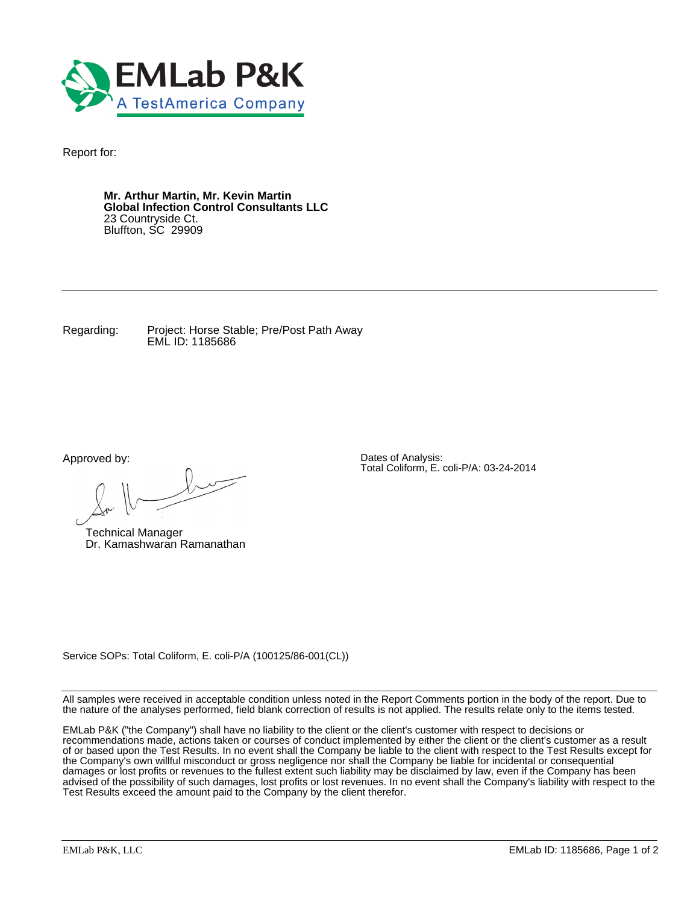EMLab P&K
A TestAmerica Company

Report for:

**Mr. Arthur Martin, Mr. Kevin Martin**
**Global Infection Control Consultants LLC**
23 Countryside Ct.
Bluffton, SC 29909

---

Regarding: Project: Horse Stable; Pre/Post Path Away
EML ID: 1185686

Approved by:

Technical Manager
Dr. Kamashwaran Ramanathan

Dates of Analysis:
Total Coliform, E. coli-P/A: 03-24-2014

Service SOPs: Total Coliform, E. coli-P/A (100125/86-001(CL))

---

All samples were received in acceptable condition unless noted in the Report Comments portion in the body of the report. Due to the nature of the analyses performed, field blank correction of results is not applied. The results relate only to the items tested.

EMLab P&K ("the Company") shall have no liability to the client or the client's customer with respect to decisions or recommendations made, actions taken or courses of conduct implemented by either the client or the client's customer as a result of or based upon the Test Results. In no event shall the Company be liable to the client with respect to the Test Results except for the Company's own willful misconduct or gross negligence nor shall the Company be liable for incidental or consequential damages or lost profits or revenues to the fullest extent such liability may be disclaimed by law, even if the Company has been advised of the possibility of such damages, lost profits or lost revenues. In no event shall the Company's liability with respect to the Test Results exceed the amount paid to the Company by the client therefor.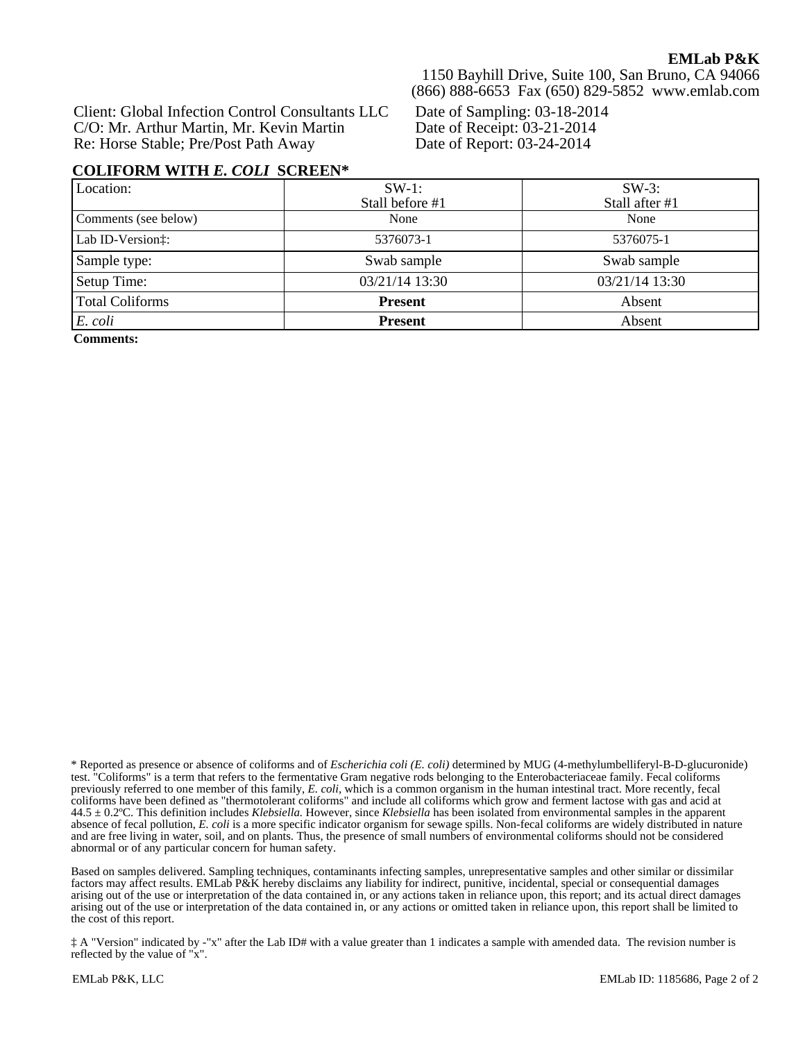**EMLab P&K**
1150 Bayhill Drive, Suite 100, San Bruno, CA 94066
(866) 888-6653 Fax (650) 829-5852 www.emlab.com

Client: Global Infection Control Consultants LLC
C/O: Mr. Arthur Martin, Mr. Kevin Martin
Re: Horse Stable; Pre/Post Path Away

Date of Sampling: 03-18-2014
Date of Receipt: 03-21-2014
Date of Report: 03-24-2014

## COLIFORM WITH *E. COLI* SCREEN*

| Location: | SW-1: Stall before #1 | SW-3: Stall after #1 |
|---|---|---|
| Comments (see below) | None | None |
| Lab ID-Version‡: | 5376073-1 | 5376075-1 |
| Sample type: | Swab sample | Swab sample |
| Setup Time: | 03/21/14 13:30 | 03/21/14 13:30 |
| Total Coliforms | **Present** | Absent |
| *E. coli* | **Present** | Absent |

**Comments:**

* Reported as presence or absence of coliforms and of *Escherichia coli (E. coli)* determined by MUG (4-methylumbelliferyl-B-D-glucuronide) test. "Coliforms" is a term that refers to the fermentative Gram negative rods belonging to the Enterobacteriaceae family. Fecal coliforms previously referred to one member of this family, *E. coli*, which is a common organism in the human intestinal tract. More recently, fecal coliforms have been defined as "thermotolerant coliforms" and include all coliforms which grow and ferment lactose with gas and acid at $44.5 \pm 0.2$ºC. This definition includes *Klebsiella*. However, since *Klebsiella* has been isolated from environmental samples in the apparent absence of fecal pollution, *E. coli* is a more specific indicator organism for sewage spills. Non-fecal coliforms are widely distributed in nature and are free living in water, soil, and on plants. Thus, the presence of small numbers of environmental coliforms should not be considered abnormal or of any particular concern for human safety.

Based on samples delivered. Sampling techniques, contaminants infecting samples, unrepresentative samples and other similar or dissimilar factors may affect results. EMLab P&K hereby disclaims any liability for indirect, punitive, incidental, special or consequential damages arising out of the use or interpretation of the data contained in, or any actions taken in reliance upon, this report; and its actual direct damages arising out of the use or interpretation of the data contained in, or any actions or omitted taken in reliance upon, this report shall be limited to the cost of this report.

‡ A "Version" indicated by -"x" after the Lab ID# with a value greater than 1 indicates a sample with amended data. The revision number is reflected by the value of "x".

EMLab P&K, LLC

EMLab ID: 1185686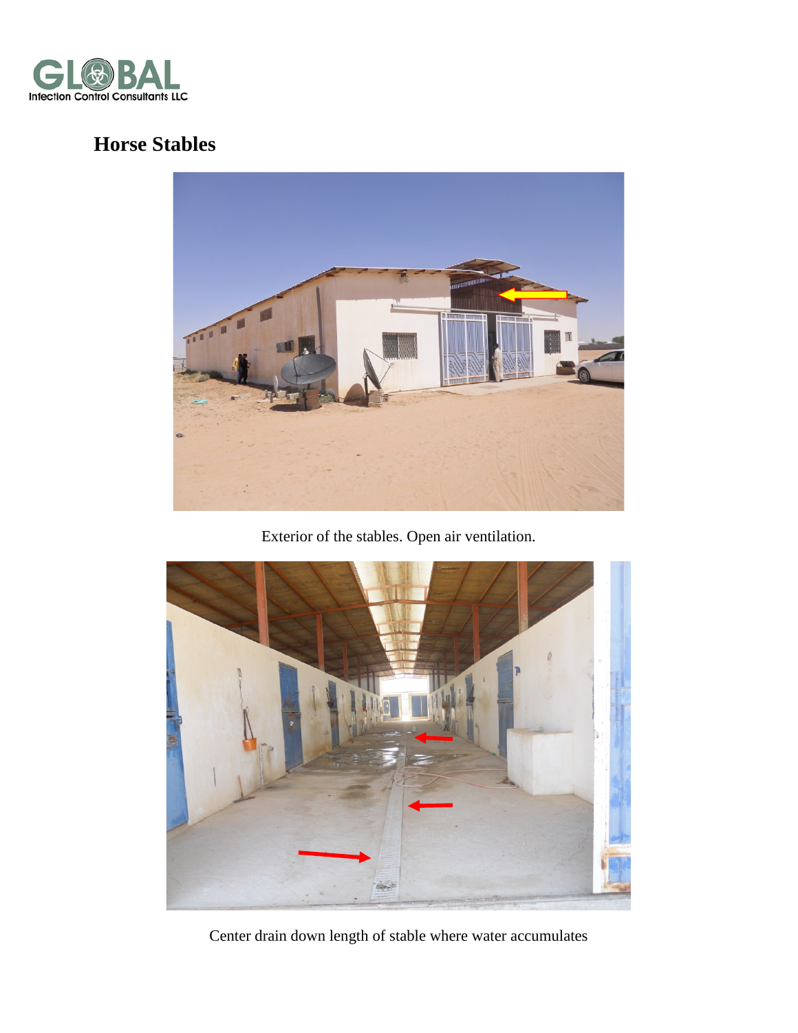# Horse Stables

Exterior of the stables. Open air ventilation.

Center drain down length of stable where water accumulates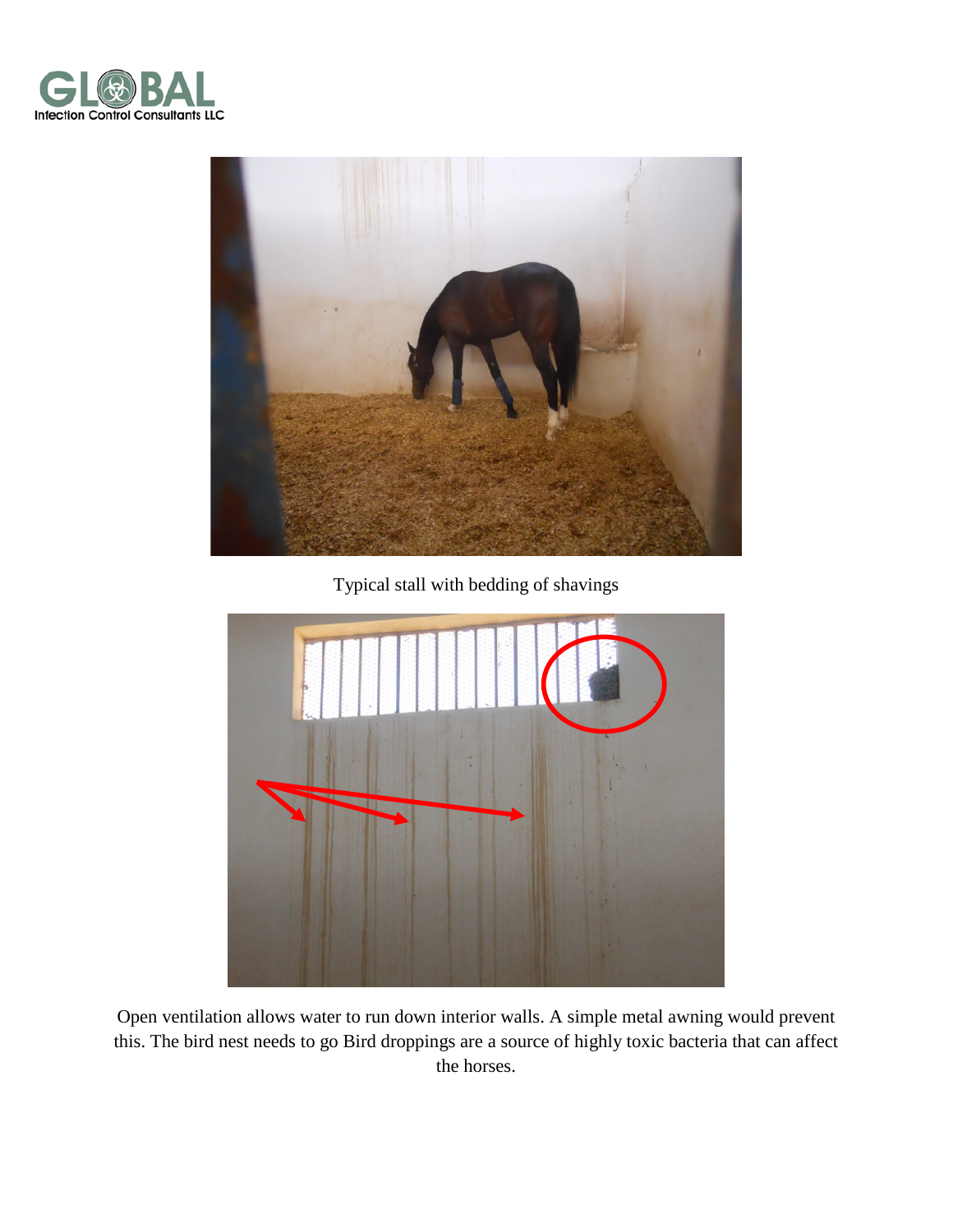Typical stall with bedding of shavings

Open ventilation allows water to run down interior walls. A simple metal awning would prevent this. The bird nest needs to go Bird droppings are a source of highly toxic bacteria that can affect the horses.